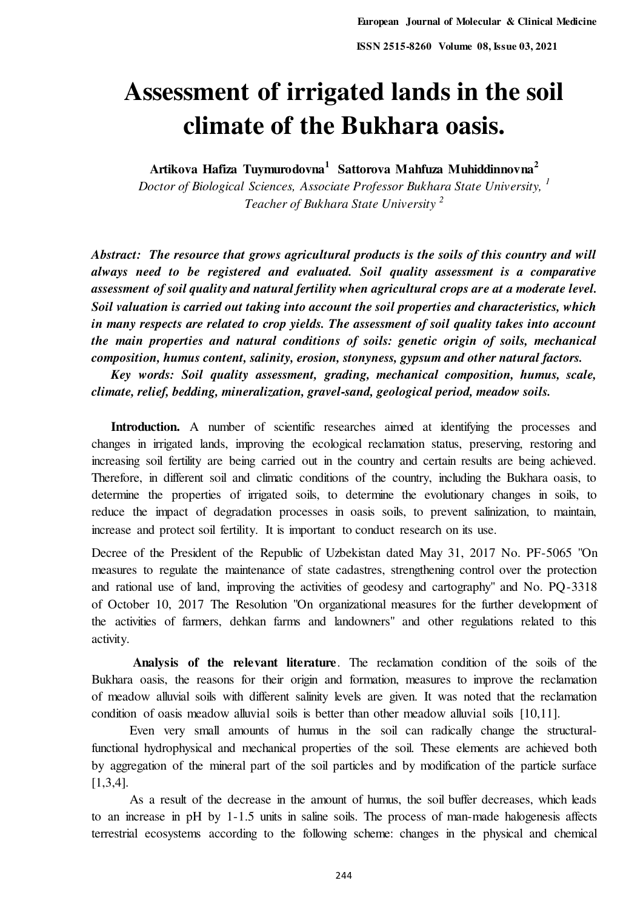# Assessment of irrigated lands in the soil climate of the Bukhara oasis.

**Artikova Hafiza Tuymurodovna[1] Sattorova Mahfuza Muhiddinnovna[2]**

*Doctor of Biological Sciences, Associate Professor Bukhara State University, [1]*
*Teacher of Bukhara State University [2]*

***Abstract:** The resource that grows agricultural products is the soils of this country and will always need to be registered and evaluated. Soil quality assessment is a comparative assessment of soil quality and natural fertility when agricultural crops are at a moderate level. Soil valuation is carried out taking into account the soil properties and characteristics, which in many respects are related to crop yields. The assessment of soil quality takes into account the main properties and natural conditions of soils: genetic origin of soils, mechanical composition, humus content, salinity, erosion, stonyness, gypsum and other natural factors.*

***Key words:** Soil quality assessment, grading, mechanical composition, humus, scale, climate, relief, bedding, mineralization, gravel-sand, geological period, meadow soils.*

**Introduction.** A number of scientific researches aimed at identifying the processes and changes in irrigated lands, improving the ecological reclamation status, preserving, restoring and increasing soil fertility are being carried out in the country and certain results are being achieved. Therefore, in different soil and climatic conditions of the country, including the Bukhara oasis, to determine the properties of irrigated soils, to determine the evolutionary changes in soils, to reduce the impact of degradation processes in oasis soils, to prevent salinization, to maintain, increase and protect soil fertility. It is important to conduct research on its use.

Decree of the President of the Republic of Uzbekistan dated May 31, 2017 No. PF-5065 "On measures to regulate the maintenance of state cadastres, strengthening control over the protection and rational use of land, improving the activities of geodesy and cartography" and No. PQ-3318 of October 10, 2017 The Resolution "On organizational measures for the further development of the activities of farmers, dehkan farms and landowners" and other regulations related to this activity.

**Analysis of the relevant literature**. The reclamation condition of the soils of the Bukhara oasis, the reasons for their origin and formation, measures to improve the reclamation of meadow alluvial soils with different salinity levels are given. It was noted that the reclamation condition of oasis meadow alluvial soils is better than other meadow alluvial soils [10,11].

Even very small amounts of humus in the soil can radically change the structural-functional hydrophysical and mechanical properties of the soil. These elements are achieved both by aggregation of the mineral part of the soil particles and by modification of the particle surface [1,3,4].

As a result of the decrease in the amount of humus, the soil buffer decreases, which leads to an increase in pH by 1-1.5 units in saline soils. The process of man-made halogenesis affects terrestrial ecosystems according to the following scheme: changes in the physical and chemical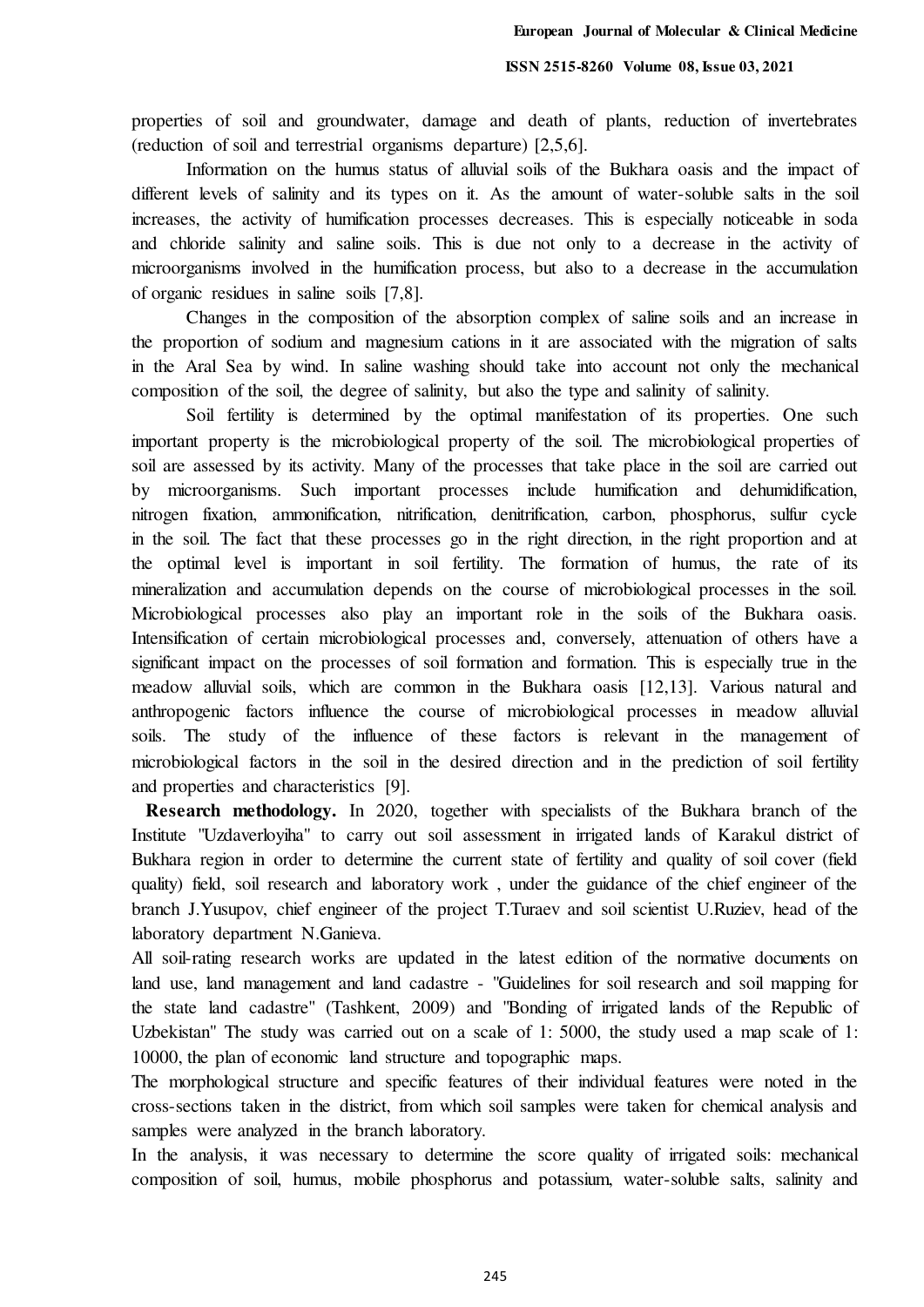properties of soil and groundwater, damage and death of plants, reduction of invertebrates (reduction of soil and terrestrial organisms departure) [2,5,6].

Information on the humus status of alluvial soils of the Bukhara oasis and the impact of different levels of salinity and its types on it. As the amount of water-soluble salts in the soil increases, the activity of humification processes decreases. This is especially noticeable in soda and chloride salinity and saline soils. This is due not only to a decrease in the activity of microorganisms involved in the humification process, but also to a decrease in the accumulation of organic residues in saline soils [7,8].

Changes in the composition of the absorption complex of saline soils and an increase in the proportion of sodium and magnesium cations in it are associated with the migration of salts in the Aral Sea by wind. In saline washing should take into account not only the mechanical composition of the soil, the degree of salinity, but also the type and salinity of salinity.

Soil fertility is determined by the optimal manifestation of its properties. One such important property is the microbiological property of the soil. The microbiological properties of soil are assessed by its activity. Many of the processes that take place in the soil are carried out by microorganisms. Such important processes include humification and dehumidification, nitrogen fixation, ammonification, nitrification, denitrification, carbon, phosphorus, sulfur cycle in the soil. The fact that these processes go in the right direction, in the right proportion and at the optimal level is important in soil fertility. The formation of humus, the rate of its mineralization and accumulation depends on the course of microbiological processes in the soil. Microbiological processes also play an important role in the soils of the Bukhara oasis. Intensification of certain microbiological processes and, conversely, attenuation of others have a significant impact on the processes of soil formation and formation. This is especially true in the meadow alluvial soils, which are common in the Bukhara oasis [12,13]. Various natural and anthropogenic factors influence the course of microbiological processes in meadow alluvial soils. The study of the influence of these factors is relevant in the management of microbiological factors in the soil in the desired direction and in the prediction of soil fertility and properties and characteristics [9].

**Research methodology.** In 2020, together with specialists of the Bukhara branch of the Institute "Uzdaverloyiha" to carry out soil assessment in irrigated lands of Karakul district of Bukhara region in order to determine the current state of fertility and quality of soil cover (field quality) field, soil research and laboratory work , under the guidance of the chief engineer of the branch J.Yusupov, chief engineer of the project T.Turaev and soil scientist U.Ruziev, head of the laboratory department N.Ganieva.

All soil-rating research works are updated in the latest edition of the normative documents on land use, land management and land cadastre - "Guidelines for soil research and soil mapping for the state land cadastre" (Tashkent, 2009) and "Bonding of irrigated lands of the Republic of Uzbekistan" The study was carried out on a scale of 1: 5000, the study used a map scale of 1: 10000, the plan of economic land structure and topographic maps.

The morphological structure and specific features of their individual features were noted in the cross-sections taken in the district, from which soil samples were taken for chemical analysis and samples were analyzed in the branch laboratory.

In the analysis, it was necessary to determine the score quality of irrigated soils: mechanical composition of soil, humus, mobile phosphorus and potassium, water-soluble salts, salinity and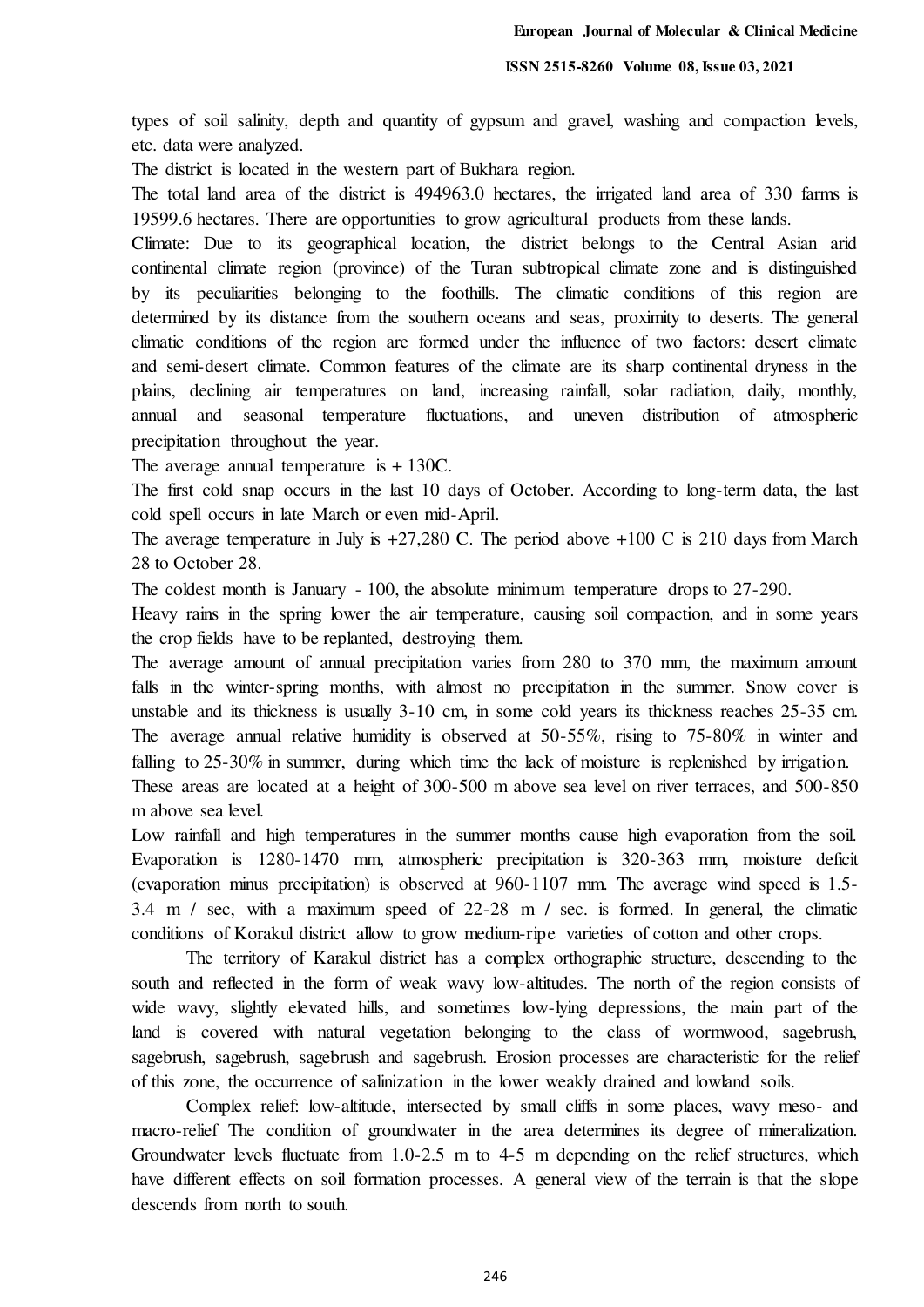types of soil salinity, depth and quantity of gypsum and gravel, washing and compaction levels, etc. data were analyzed.

The district is located in the western part of Bukhara region.

The total land area of the district is 494963.0 hectares, the irrigated land area of 330 farms is 19599.6 hectares. There are opportunities to grow agricultural products from these lands.

Climate: Due to its geographical location, the district belongs to the Central Asian arid continental climate region (province) of the Turan subtropical climate zone and is distinguished by its peculiarities belonging to the foothills. The climatic conditions of this region are determined by its distance from the southern oceans and seas, proximity to deserts. The general climatic conditions of the region are formed under the influence of two factors: desert climate and semi-desert climate. Common features of the climate are its sharp continental dryness in the plains, declining air temperatures on land, increasing rainfall, solar radiation, daily, monthly, annual and seasonal temperature fluctuations, and uneven distribution of atmospheric precipitation throughout the year.

The average annual temperature is + 130C.

The first cold snap occurs in the last 10 days of October. According to long-term data, the last cold spell occurs in late March or even mid-April.

The average temperature in July is +27,280 C. The period above +100 C is 210 days from March 28 to October 28.

The coldest month is January - 100, the absolute minimum temperature drops to 27-290.

Heavy rains in the spring lower the air temperature, causing soil compaction, and in some years the crop fields have to be replanted, destroying them.

The average amount of annual precipitation varies from 280 to 370 mm, the maximum amount falls in the winter-spring months, with almost no precipitation in the summer. Snow cover is unstable and its thickness is usually 3-10 cm, in some cold years its thickness reaches 25-35 cm. The average annual relative humidity is observed at 50-55%, rising to 75-80% in winter and falling to 25-30% in summer, during which time the lack of moisture is replenished by irrigation.

These areas are located at a height of 300-500 m above sea level on river terraces, and 500-850 m above sea level.

Low rainfall and high temperatures in the summer months cause high evaporation from the soil. Evaporation is 1280-1470 mm, atmospheric precipitation is 320-363 mm, moisture deficit (evaporation minus precipitation) is observed at 960-1107 mm. The average wind speed is 1.5-3.4 m / sec, with a maximum speed of 22-28 m / sec. is formed. In general, the climatic conditions of Korakul district allow to grow medium-ripe varieties of cotton and other crops.

The territory of Karakul district has a complex orthographic structure, descending to the south and reflected in the form of weak wavy low-altitudes. The north of the region consists of wide wavy, slightly elevated hills, and sometimes low-lying depressions, the main part of the land is covered with natural vegetation belonging to the class of wormwood, sagebrush, sagebrush, sagebrush, sagebrush and sagebrush. Erosion processes are characteristic for the relief of this zone, the occurrence of salinization in the lower weakly drained and lowland soils.

Complex relief: low-altitude, intersected by small cliffs in some places, wavy meso- and macro-relief The condition of groundwater in the area determines its degree of mineralization. Groundwater levels fluctuate from 1.0-2.5 m to 4-5 m depending on the relief structures, which have different effects on soil formation processes. A general view of the terrain is that the slope descends from north to south.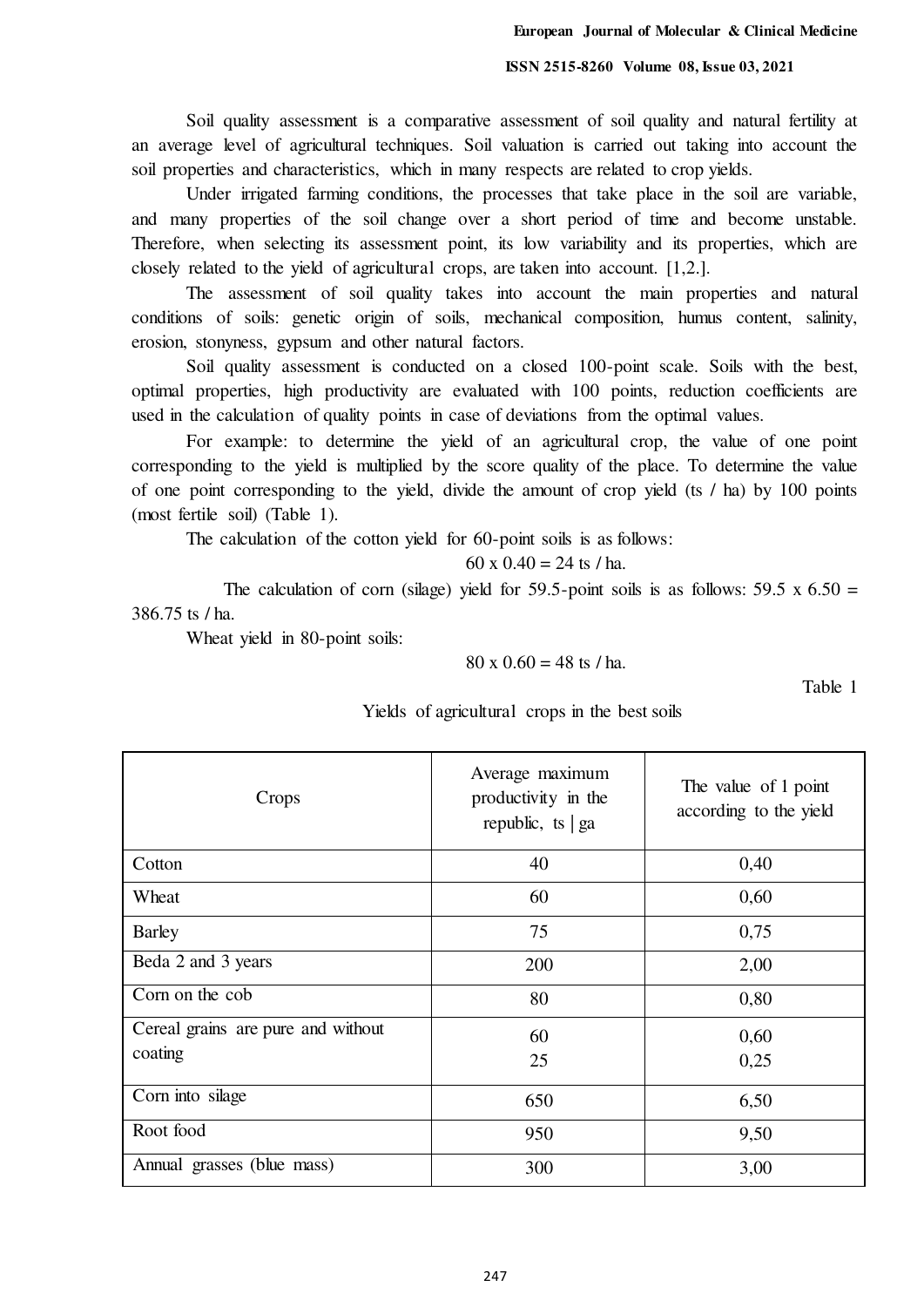Soil quality assessment is a comparative assessment of soil quality and natural fertility at an average level of agricultural techniques. Soil valuation is carried out taking into account the soil properties and characteristics, which in many respects are related to crop yields.

Under irrigated farming conditions, the processes that take place in the soil are variable, and many properties of the soil change over a short period of time and become unstable. Therefore, when selecting its assessment point, its low variability and its properties, which are closely related to the yield of agricultural crops, are taken into account. [1,2.].

The assessment of soil quality takes into account the main properties and natural conditions of soils: genetic origin of soils, mechanical composition, humus content, salinity, erosion, stonyness, gypsum and other natural factors.

Soil quality assessment is conducted on a closed 100-point scale. Soils with the best, optimal properties, high productivity are evaluated with 100 points, reduction coefficients are used in the calculation of quality points in case of deviations from the optimal values.

For example: to determine the yield of an agricultural crop, the value of one point corresponding to the yield is multiplied by the score quality of the place. To determine the value of one point corresponding to the yield, divide the amount of crop yield (ts / ha) by 100 points (most fertile soil) (Table 1).

The calculation of the cotton yield for 60-point soils is as follows:

$$60 \times 0.40 = 24 \text{ ts / ha.}$$

The calculation of corn (silage) yield for 59.5-point soils is as follows: $59.5 \times 6.50 = 386.75$ ts / ha.

Wheat yield in 80-point soils:

$$80 \times 0.60 = 48 \text{ ts / ha.}$$

Table 1

Yields of agricultural crops in the best soils

| Crops | Average maximum productivity in the republic, ts \| ga | The value of 1 point according to the yield |
|---|---|---|
| Cotton | 40 | 0,40 |
| Wheat | 60 | 0,60 |
| Barley | 75 | 0,75 |
| Beda 2 and 3 years | 200 | 2,00 |
| Corn on the cob | 80 | 0,80 |
| Cereal grains are pure and without coating | 60<br>25 | 0,60<br>0,25 |
| Corn into silage | 650 | 6,50 |
| Root food | 950 | 9,50 |
| Annual grasses (blue mass) | 300 | 3,00 |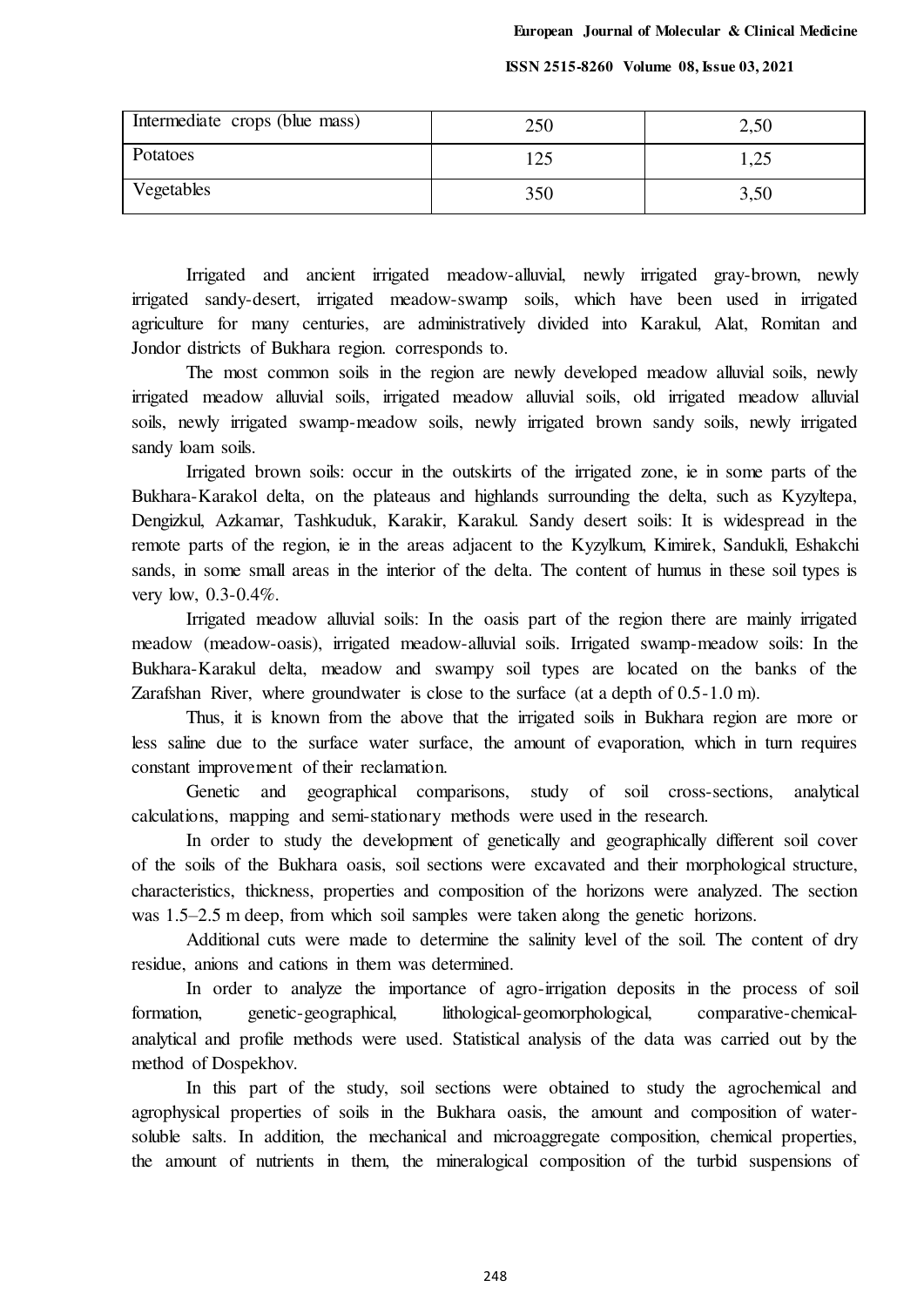| Intermediate crops (blue mass) | 250 | 2,50 |
|---|---|---|
| Potatoes | 125 | 1,25 |
| Vegetables | 350 | 3,50 |

Irrigated and ancient irrigated meadow-alluvial, newly irrigated gray-brown, newly irrigated sandy-desert, irrigated meadow-swamp soils, which have been used in irrigated agriculture for many centuries, are administratively divided into Karakul, Alat, Romitan and Jondor districts of Bukhara region. corresponds to.

The most common soils in the region are newly developed meadow alluvial soils, newly irrigated meadow alluvial soils, irrigated meadow alluvial soils, old irrigated meadow alluvial soils, newly irrigated swamp-meadow soils, newly irrigated brown sandy soils, newly irrigated sandy loam soils.

Irrigated brown soils: occur in the outskirts of the irrigated zone, ie in some parts of the Bukhara-Karakol delta, on the plateaus and highlands surrounding the delta, such as Kyzyltepa, Dengizkul, Azkamar, Tashkuduk, Karakir, Karakul. Sandy desert soils: It is widespread in the remote parts of the region, ie in the areas adjacent to the Kyzylkum, Kimirek, Sandukli, Eshakchi sands, in some small areas in the interior of the delta. The content of humus in these soil types is very low, 0.3-0.4%.

Irrigated meadow alluvial soils: In the oasis part of the region there are mainly irrigated meadow (meadow-oasis), irrigated meadow-alluvial soils. Irrigated swamp-meadow soils: In the Bukhara-Karakul delta, meadow and swampy soil types are located on the banks of the Zarafshan River, where groundwater is close to the surface (at a depth of 0.5-1.0 m).

Thus, it is known from the above that the irrigated soils in Bukhara region are more or less saline due to the surface water surface, the amount of evaporation, which in turn requires constant improvement of their reclamation.

Genetic and geographical comparisons, study of soil cross-sections, analytical calculations, mapping and semi-stationary methods were used in the research.

In order to study the development of genetically and geographically different soil cover of the soils of the Bukhara oasis, soil sections were excavated and their morphological structure, characteristics, thickness, properties and composition of the horizons were analyzed. The section was 1.5–2.5 m deep, from which soil samples were taken along the genetic horizons.

Additional cuts were made to determine the salinity level of the soil. The content of dry residue, anions and cations in them was determined.

In order to analyze the importance of agro-irrigation deposits in the process of soil formation, genetic-geographical, lithological-geomorphological, comparative-chemical-analytical and profile methods were used. Statistical analysis of the data was carried out by the method of Dospekhov.

In this part of the study, soil sections were obtained to study the agrochemical and agrophysical properties of soils in the Bukhara oasis, the amount and composition of water-soluble salts. In addition, the mechanical and microaggregate composition, chemical properties, the amount of nutrients in them, the mineralogical composition of the turbid suspensions of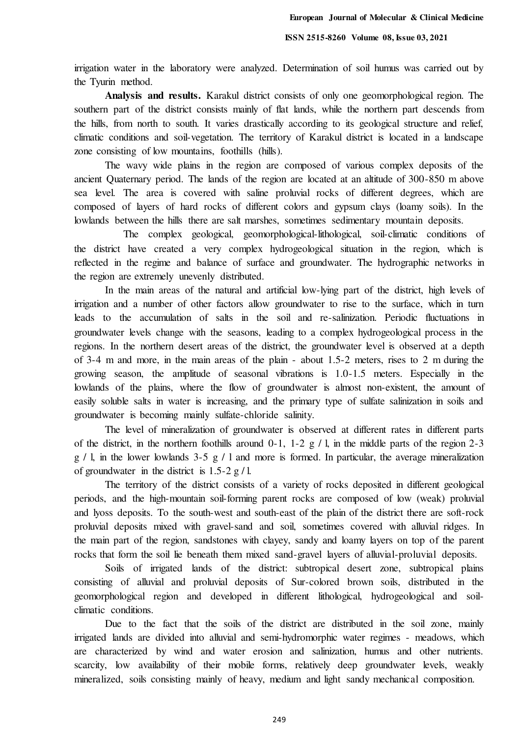irrigation water in the laboratory were analyzed. Determination of soil humus was carried out by the Tyurin method.

**Analysis and results.** Karakul district consists of only one geomorphological region. The southern part of the district consists mainly of flat lands, while the northern part descends from the hills, from north to south. It varies drastically according to its geological structure and relief, climatic conditions and soil-vegetation. The territory of Karakul district is located in a landscape zone consisting of low mountains, foothills (hills).

The wavy wide plains in the region are composed of various complex deposits of the ancient Quaternary period. The lands of the region are located at an altitude of 300-850 m above sea level. The area is covered with saline proluvial rocks of different degrees, which are composed of layers of hard rocks of different colors and gypsum clays (loamy soils). In the lowlands between the hills there are salt marshes, sometimes sedimentary mountain deposits.

The complex geological, geomorphological-lithological, soil-climatic conditions of the district have created a very complex hydrogeological situation in the region, which is reflected in the regime and balance of surface and groundwater. The hydrographic networks in the region are extremely unevenly distributed.

In the main areas of the natural and artificial low-lying part of the district, high levels of irrigation and a number of other factors allow groundwater to rise to the surface, which in turn leads to the accumulation of salts in the soil and re-salinization. Periodic fluctuations in groundwater levels change with the seasons, leading to a complex hydrogeological process in the regions. In the northern desert areas of the district, the groundwater level is observed at a depth of 3-4 m and more, in the main areas of the plain - about 1.5-2 meters, rises to 2 m during the growing season, the amplitude of seasonal vibrations is 1.0-1.5 meters. Especially in the lowlands of the plains, where the flow of groundwater is almost non-existent, the amount of easily soluble salts in water is increasing, and the primary type of sulfate salinization in soils and groundwater is becoming mainly sulfate-chloride salinity.

The level of mineralization of groundwater is observed at different rates in different parts of the district, in the northern foothills around 0-1, 1-2 g / l, in the middle parts of the region 2-3 g / l, in the lower lowlands 3-5 g / l and more is formed. In particular, the average mineralization of groundwater in the district is 1.5-2 g / l.

The territory of the district consists of a variety of rocks deposited in different geological periods, and the high-mountain soil-forming parent rocks are composed of low (weak) proluvial and lyoss deposits. To the south-west and south-east of the plain of the district there are soft-rock proluvial deposits mixed with gravel-sand and soil, sometimes covered with alluvial ridges. In the main part of the region, sandstones with clayey, sandy and loamy layers on top of the parent rocks that form the soil lie beneath them mixed sand-gravel layers of alluvial-proluvial deposits.

Soils of irrigated lands of the district: subtropical desert zone, subtropical plains consisting of alluvial and proluvial deposits of Sur-colored brown soils, distributed in the geomorphological region and developed in different lithological, hydrogeological and soil-climatic conditions.

Due to the fact that the soils of the district are distributed in the soil zone, mainly irrigated lands are divided into alluvial and semi-hydromorphic water regimes - meadows, which are characterized by wind and water erosion and salinization, humus and other nutrients. scarcity, low availability of their mobile forms, relatively deep groundwater levels, weakly mineralized, soils consisting mainly of heavy, medium and light sandy mechanical composition.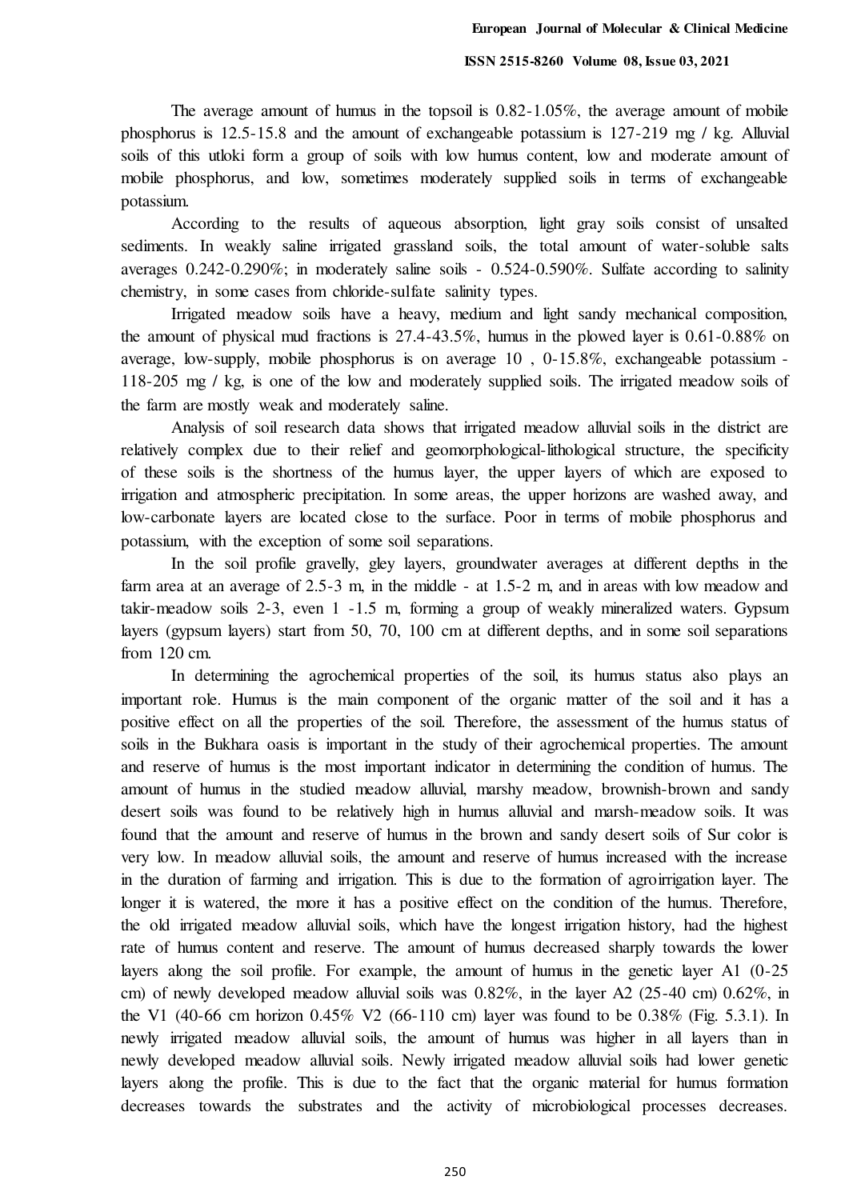The average amount of humus in the topsoil is 0.82-1.05%, the average amount of mobile phosphorus is 12.5-15.8 and the amount of exchangeable potassium is 127-219 mg / kg. Alluvial soils of this utloki form a group of soils with low humus content, low and moderate amount of mobile phosphorus, and low, sometimes moderately supplied soils in terms of exchangeable potassium.

According to the results of aqueous absorption, light gray soils consist of unsalted sediments. In weakly saline irrigated grassland soils, the total amount of water-soluble salts averages 0.242-0.290%; in moderately saline soils - 0.524-0.590%. Sulfate according to salinity chemistry, in some cases from chloride-sulfate salinity types.

Irrigated meadow soils have a heavy, medium and light sandy mechanical composition, the amount of physical mud fractions is 27.4-43.5%, humus in the plowed layer is 0.61-0.88% on average, low-supply, mobile phosphorus is on average 10 , 0-15.8%, exchangeable potassium - 118-205 mg / kg, is one of the low and moderately supplied soils. The irrigated meadow soils of the farm are mostly weak and moderately saline.

Analysis of soil research data shows that irrigated meadow alluvial soils in the district are relatively complex due to their relief and geomorphological-lithological structure, the specificity of these soils is the shortness of the humus layer, the upper layers of which are exposed to irrigation and atmospheric precipitation. In some areas, the upper horizons are washed away, and low-carbonate layers are located close to the surface. Poor in terms of mobile phosphorus and potassium, with the exception of some soil separations.

In the soil profile gravelly, gley layers, groundwater averages at different depths in the farm area at an average of 2.5-3 m, in the middle - at 1.5-2 m, and in areas with low meadow and takir-meadow soils 2-3, even 1 -1.5 m, forming a group of weakly mineralized waters. Gypsum layers (gypsum layers) start from 50, 70, 100 cm at different depths, and in some soil separations from 120 cm.

In determining the agrochemical properties of the soil, its humus status also plays an important role. Humus is the main component of the organic matter of the soil and it has a positive effect on all the properties of the soil. Therefore, the assessment of the humus status of soils in the Bukhara oasis is important in the study of their agrochemical properties. The amount and reserve of humus is the most important indicator in determining the condition of humus. The amount of humus in the studied meadow alluvial, marshy meadow, brownish-brown and sandy desert soils was found to be relatively high in humus alluvial and marsh-meadow soils. It was found that the amount and reserve of humus in the brown and sandy desert soils of Sur color is very low. In meadow alluvial soils, the amount and reserve of humus increased with the increase in the duration of farming and irrigation. This is due to the formation of agroirrigation layer. The longer it is watered, the more it has a positive effect on the condition of the humus. Therefore, the old irrigated meadow alluvial soils, which have the longest irrigation history, had the highest rate of humus content and reserve. The amount of humus decreased sharply towards the lower layers along the soil profile. For example, the amount of humus in the genetic layer A1 (0-25 cm) of newly developed meadow alluvial soils was 0.82%, in the layer A2 (25-40 cm) 0.62%, in the V1 (40-66 cm horizon 0.45% V2 (66-110 cm) layer was found to be 0.38% (Fig. 5.3.1). In newly irrigated meadow alluvial soils, the amount of humus was higher in all layers than in newly developed meadow alluvial soils. Newly irrigated meadow alluvial soils had lower genetic layers along the profile. This is due to the fact that the organic material for humus formation decreases towards the substrates and the activity of microbiological processes decreases.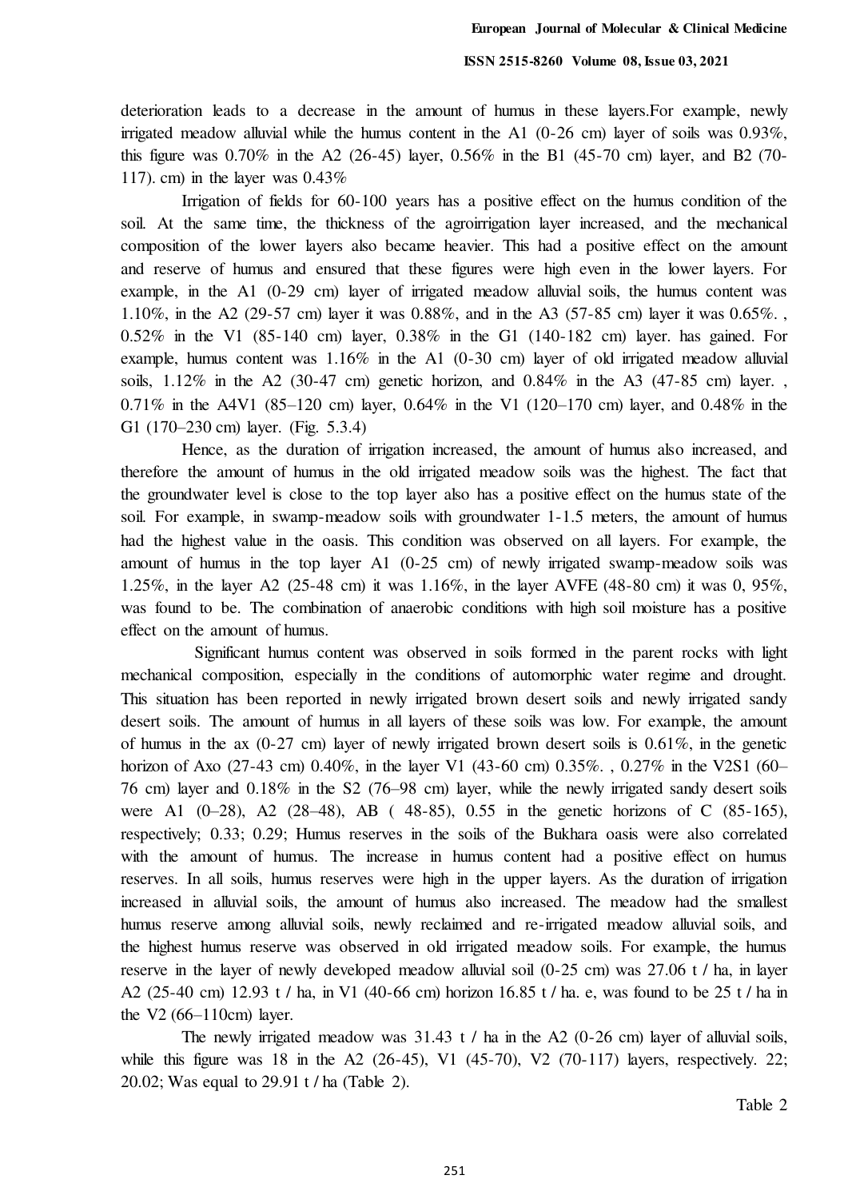deterioration leads to a decrease in the amount of humus in these layers.For example, newly irrigated meadow alluvial while the humus content in the A1 (0-26 cm) layer of soils was 0.93%, this figure was 0.70% in the A2 (26-45) layer, 0.56% in the B1 (45-70 cm) layer, and B2 (70-117). cm) in the layer was 0.43%

Irrigation of fields for 60-100 years has a positive effect on the humus condition of the soil. At the same time, the thickness of the agroirrigation layer increased, and the mechanical composition of the lower layers also became heavier. This had a positive effect on the amount and reserve of humus and ensured that these figures were high even in the lower layers. For example, in the A1 (0-29 cm) layer of irrigated meadow alluvial soils, the humus content was 1.10%, in the A2 (29-57 cm) layer it was 0.88%, and in the A3 (57-85 cm) layer it was 0.65%. , 0.52% in the V1 (85-140 cm) layer, 0.38% in the G1 (140-182 cm) layer. has gained. For example, humus content was 1.16% in the A1 (0-30 cm) layer of old irrigated meadow alluvial soils, 1.12% in the A2 (30-47 cm) genetic horizon, and 0.84% in the A3 (47-85 cm) layer. , 0.71% in the A4V1 (85–120 cm) layer, 0.64% in the V1 (120–170 cm) layer, and 0.48% in the G1 (170–230 cm) layer. (Fig. 5.3.4)

Hence, as the duration of irrigation increased, the amount of humus also increased, and therefore the amount of humus in the old irrigated meadow soils was the highest. The fact that the groundwater level is close to the top layer also has a positive effect on the humus state of the soil. For example, in swamp-meadow soils with groundwater 1-1.5 meters, the amount of humus had the highest value in the oasis. This condition was observed on all layers. For example, the amount of humus in the top layer A1 (0-25 cm) of newly irrigated swamp-meadow soils was 1.25%, in the layer A2 (25-48 cm) it was 1.16%, in the layer AVFE (48-80 cm) it was 0, 95%, was found to be. The combination of anaerobic conditions with high soil moisture has a positive effect on the amount of humus.

Significant humus content was observed in soils formed in the parent rocks with light mechanical composition, especially in the conditions of automorphic water regime and drought. This situation has been reported in newly irrigated brown desert soils and newly irrigated sandy desert soils. The amount of humus in all layers of these soils was low. For example, the amount of humus in the ax (0-27 cm) layer of newly irrigated brown desert soils is 0.61%, in the genetic horizon of Axo (27-43 cm) 0.40%, in the layer V1 (43-60 cm) 0.35%. , 0.27% in the V2S1 (60–76 cm) layer and 0.18% in the S2 (76–98 cm) layer, while the newly irrigated sandy desert soils were A1 (0–28), A2 (28–48), AB ( 48-85), 0.55 in the genetic horizons of C (85-165), respectively; 0.33; 0.29; Humus reserves in the soils of the Bukhara oasis were also correlated with the amount of humus. The increase in humus content had a positive effect on humus reserves. In all soils, humus reserves were high in the upper layers. As the duration of irrigation increased in alluvial soils, the amount of humus also increased. The meadow had the smallest humus reserve among alluvial soils, newly reclaimed and re-irrigated meadow alluvial soils, and the highest humus reserve was observed in old irrigated meadow soils. For example, the humus reserve in the layer of newly developed meadow alluvial soil (0-25 cm) was 27.06 t / ha, in layer A2 (25-40 cm) 12.93 t / ha, in V1 (40-66 cm) horizon 16.85 t / ha. e, was found to be 25 t / ha in the V2 (66–110cm) layer.

The newly irrigated meadow was 31.43 t / ha in the A2 (0-26 cm) layer of alluvial soils, while this figure was 18 in the A2 (26-45), V1 (45-70), V2 (70-117) layers, respectively. 22; 20.02; Was equal to 29.91 t / ha (Table 2).

Table 2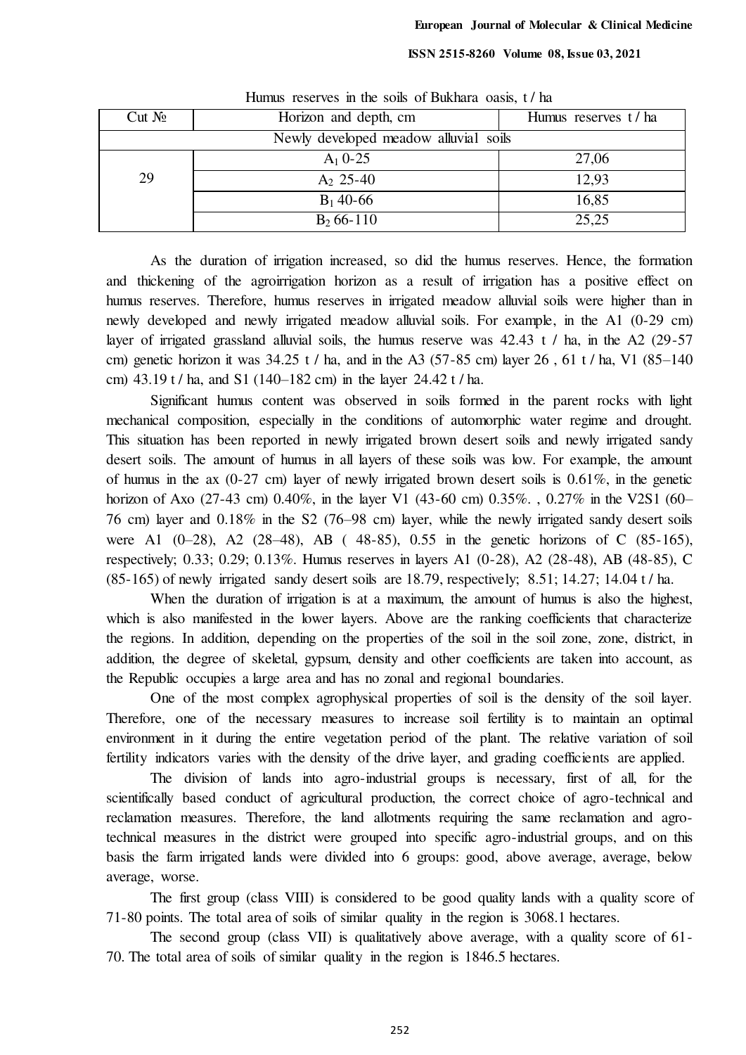Humus reserves in the soils of Bukhara oasis, t / ha

| Cut № | Horizon and depth, cm | Humus reserves t / ha |
|---|---|---|
| Newly developed meadow alluvial soils | | |
| 29 | $A_1$ 0-25 | 27,06 |
| | $A_2$ 25-40 | 12,93 |
| | $B_1$ 40-66 | 16,85 |
| | $B_2$ 66-110 | 25,25 |

As the duration of irrigation increased, so did the humus reserves. Hence, the formation and thickening of the agroirrigation horizon as a result of irrigation has a positive effect on humus reserves. Therefore, humus reserves in irrigated meadow alluvial soils were higher than in newly developed and newly irrigated meadow alluvial soils. For example, in the A1 (0-29 cm) layer of irrigated grassland alluvial soils, the humus reserve was 42.43 t / ha, in the A2 (29-57 cm) genetic horizon it was 34.25 t / ha, and in the A3 (57-85 cm) layer 26 , 61 t / ha, V1 (85–140 cm) 43.19 t / ha, and S1 (140–182 cm) in the layer 24.42 t / ha.

Significant humus content was observed in soils formed in the parent rocks with light mechanical composition, especially in the conditions of automorphic water regime and drought. This situation has been reported in newly irrigated brown desert soils and newly irrigated sandy desert soils. The amount of humus in all layers of these soils was low. For example, the amount of humus in the ax (0-27 cm) layer of newly irrigated brown desert soils is 0.61%, in the genetic horizon of Axo (27-43 cm) 0.40%, in the layer V1 (43-60 cm) 0.35%. , 0.27% in the V2S1 (60–76 cm) layer and 0.18% in the S2 (76–98 cm) layer, while the newly irrigated sandy desert soils were A1 (0–28), A2 (28–48), AB ( 48-85), 0.55 in the genetic horizons of C (85-165), respectively; 0.33; 0.29; 0.13%. Humus reserves in layers A1 (0-28), A2 (28-48), AB (48-85), C (85-165) of newly irrigated sandy desert soils are 18.79, respectively; 8.51; 14.27; 14.04 t / ha.

When the duration of irrigation is at a maximum, the amount of humus is also the highest, which is also manifested in the lower layers. Above are the ranking coefficients that characterize the regions. In addition, depending on the properties of the soil in the soil zone, zone, district, in addition, the degree of skeletal, gypsum, density and other coefficients are taken into account, as the Republic occupies a large area and has no zonal and regional boundaries.

One of the most complex agrophysical properties of soil is the density of the soil layer. Therefore, one of the necessary measures to increase soil fertility is to maintain an optimal environment in it during the entire vegetation period of the plant. The relative variation of soil fertility indicators varies with the density of the drive layer, and grading coefficients are applied.

The division of lands into agro-industrial groups is necessary, first of all, for the scientifically based conduct of agricultural production, the correct choice of agro-technical and reclamation measures. Therefore, the land allotments requiring the same reclamation and agro-technical measures in the district were grouped into specific agro-industrial groups, and on this basis the farm irrigated lands were divided into 6 groups: good, above average, average, below average, worse.

The first group (class VIII) is considered to be good quality lands with a quality score of 71-80 points. The total area of soils of similar quality in the region is 3068.1 hectares.

The second group (class VII) is qualitatively above average, with a quality score of 61-70. The total area of soils of similar quality in the region is 1846.5 hectares.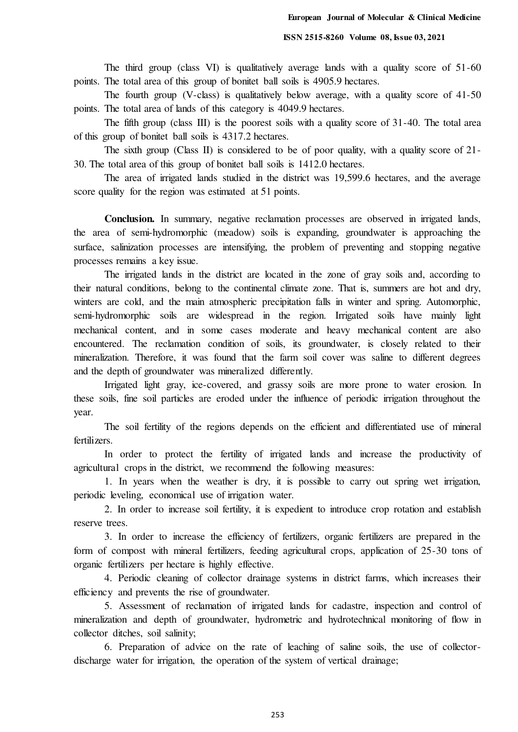The third group (class VI) is qualitatively average lands with a quality score of 51-60 points. The total area of this group of bonitet ball soils is 4905.9 hectares.

The fourth group (V-class) is qualitatively below average, with a quality score of 41-50 points. The total area of lands of this category is 4049.9 hectares.

The fifth group (class III) is the poorest soils with a quality score of 31-40. The total area of this group of bonitet ball soils is 4317.2 hectares.

The sixth group (Class II) is considered to be of poor quality, with a quality score of 21-30. The total area of this group of bonitet ball soils is 1412.0 hectares.

The area of irrigated lands studied in the district was 19,599.6 hectares, and the average score quality for the region was estimated at 51 points.

**Conclusion.** In summary, negative reclamation processes are observed in irrigated lands, the area of semi-hydromorphic (meadow) soils is expanding, groundwater is approaching the surface, salinization processes are intensifying, the problem of preventing and stopping negative processes remains a key issue.

The irrigated lands in the district are located in the zone of gray soils and, according to their natural conditions, belong to the continental climate zone. That is, summers are hot and dry, winters are cold, and the main atmospheric precipitation falls in winter and spring. Automorphic, semi-hydromorphic soils are widespread in the region. Irrigated soils have mainly light mechanical content, and in some cases moderate and heavy mechanical content are also encountered. The reclamation condition of soils, its groundwater, is closely related to their mineralization. Therefore, it was found that the farm soil cover was saline to different degrees and the depth of groundwater was mineralized differently.

Irrigated light gray, ice-covered, and grassy soils are more prone to water erosion. In these soils, fine soil particles are eroded under the influence of periodic irrigation throughout the year.

The soil fertility of the regions depends on the efficient and differentiated use of mineral fertilizers.

In order to protect the fertility of irrigated lands and increase the productivity of agricultural crops in the district, we recommend the following measures:

1. In years when the weather is dry, it is possible to carry out spring wet irrigation, periodic leveling, economical use of irrigation water.
2. In order to increase soil fertility, it is expedient to introduce crop rotation and establish reserve trees.
3. In order to increase the efficiency of fertilizers, organic fertilizers are prepared in the form of compost with mineral fertilizers, feeding agricultural crops, application of 25-30 tons of organic fertilizers per hectare is highly effective.
4. Periodic cleaning of collector drainage systems in district farms, which increases their efficiency and prevents the rise of groundwater.
5. Assessment of reclamation of irrigated lands for cadastre, inspection and control of mineralization and depth of groundwater, hydrometric and hydrotechnical monitoring of flow in collector ditches, soil salinity;
6. Preparation of advice on the rate of leaching of saline soils, the use of collector-discharge water for irrigation, the operation of the system of vertical drainage;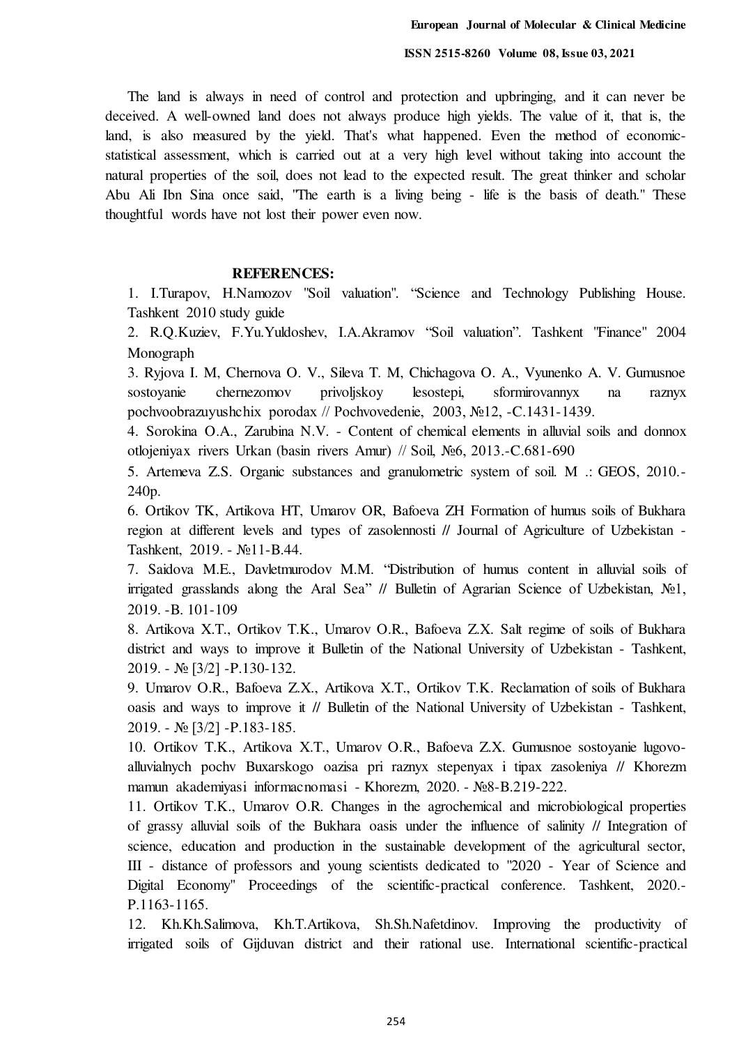The land is always in need of control and protection and upbringing, and it can never be deceived. A well-owned land does not always produce high yields. The value of it, that is, the land, is also measured by the yield. That's what happened. Even the method of economic-statistical assessment, which is carried out at a very high level without taking into account the natural properties of the soil, does not lead to the expected result. The great thinker and scholar Abu Ali Ibn Sina once said, "The earth is a living being - life is the basis of death." These thoughtful words have not lost their power even now.

## REFERENCES:

1. I.Turapov, H.Namozov "Soil valuation". "Science and Technology Publishing House. Tashkent 2010 study guide
2. R.Q.Kuziev, F.Yu.Yuldoshev, I.A.Akramov "Soil valuation". Tashkent "Finance" 2004 Monograph
3. Ryjova I. M, Chernova O. V., Sileva T. M, Chichagova O. A., Vyunenko A. V. Gumusnoe sostoyanie chernezomov privoljskoy lesostepi, sformirovannyx na raznyx pochvoobrazuyushchix porodax // Pochvovedenie, 2003, №12, -C.1431-1439.
4. Sorokina O.A., Zarubina N.V. - Content of chemical elements in alluvial soils and donnox otlojeniyax rivers Urkan (basin rivers Amur) // Soil, №6, 2013.-C.681-690
5. Artemeva Z.S. Organic substances and granulometric system of soil. M .: GEOS, 2010.- 240p.
6. Ortikov TK, Artikova HT, Umarov OR, Bafoeva ZH Formation of humus soils of Bukhara region at different levels and types of zasolennosti // Journal of Agriculture of Uzbekistan - Tashkent, 2019. - №11-B.44.
7. Saidova M.E., Davletmurodov M.M. "Distribution of humus content in alluvial soils of irrigated grasslands along the Aral Sea" // Bulletin of Agrarian Science of Uzbekistan, №1, 2019. -B. 101-109
8. Artikova X.T., Ortikov T.K., Umarov O.R., Bafoeva Z.X. Salt regime of soils of Bukhara district and ways to improve it Bulletin of the National University of Uzbekistan - Tashkent, 2019. - № [3/2] -P.130-132.
9. Umarov O.R., Bafoeva Z.X., Artikova X.T., Ortikov T.K. Reclamation of soils of Bukhara oasis and ways to improve it // Bulletin of the National University of Uzbekistan - Tashkent, 2019. - № [3/2] -P.183-185.
10. Ortikov T.K., Artikova X.T., Umarov O.R., Bafoeva Z.X. Gumusnoe sostoyanie lugovo-alluvialnych pochv Buxarskogo oazisa pri raznyx stepenyax i tipax zasoleniya // Khorezm mamun akademiyasi informacnomasi - Khorezm, 2020. - №8-B.219-222.
11. Ortikov T.K., Umarov O.R. Changes in the agrochemical and microbiological properties of grassy alluvial soils of the Bukhara oasis under the influence of salinity // Integration of science, education and production in the sustainable development of the agricultural sector, III - distance of professors and young scientists dedicated to "2020 - Year of Science and Digital Economy" Proceedings of the scientific-practical conference. Tashkent, 2020.- P.1163-1165.
12. Kh.Kh.Salimova, Kh.T.Artikova, Sh.Sh.Nafetdinov. Improving the productivity of irrigated soils of Gijduvan district and their rational use. International scientific-practical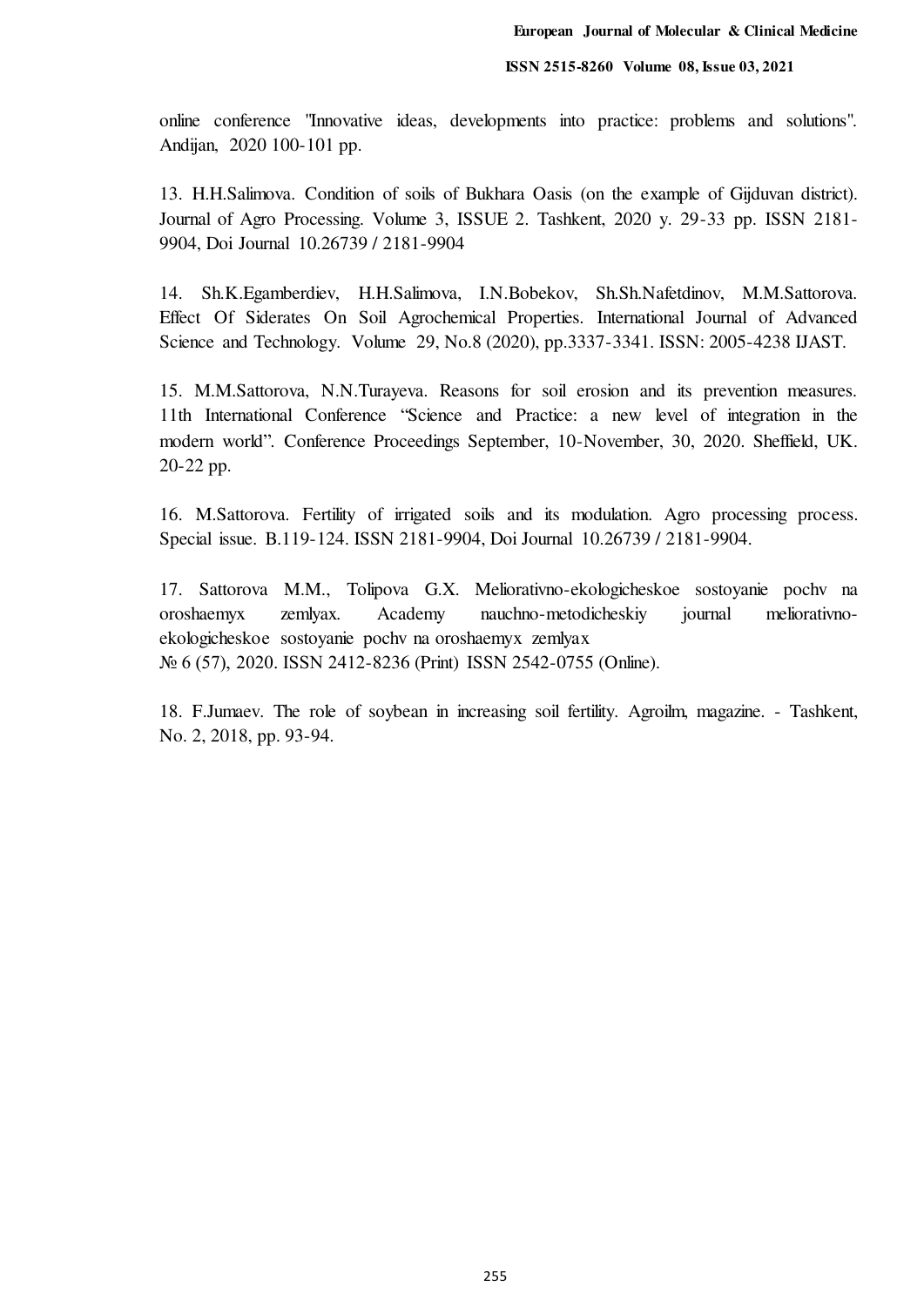online conference "Innovative ideas, developments into practice: problems and solutions". Andijan, 2020 100-101 pp.

13. H.H.Salimova. Condition of soils of Bukhara Oasis (on the example of Gijduvan district). Journal of Agro Processing. Volume 3, ISSUE 2. Tashkent, 2020 y. 29-33 pp. ISSN 2181-9904, Doi Journal 10.26739 / 2181-9904

14. Sh.K.Egamberdiev, H.H.Salimova, I.N.Bobekov, Sh.Sh.Nafetdinov, M.M.Sattorova. Effect Of Siderates On Soil Agrochemical Properties. International Journal of Advanced Science and Technology. Volume 29, No.8 (2020), pp.3337-3341. ISSN: 2005-4238 IJAST.

15. M.M.Sattorova, N.N.Turayeva. Reasons for soil erosion and its prevention measures. 11th International Conference "Science and Practice: a new level of integration in the modern world". Conference Proceedings September, 10-November, 30, 2020. Sheffield, UK. 20-22 pp.

16. M.Sattorova. Fertility of irrigated soils and its modulation. Agro processing process. Special issue. B.119-124. ISSN 2181-9904, Doi Journal 10.26739 / 2181-9904.

17. Sattorova M.M., Tolipova G.X. Meliorativno-ekologicheskoe sostoyanie pochv na oroshaemyx zemlyax. Academy nauchno-metodicheskiy journal meliorativno-ekologicheskoe sostoyanie pochv na oroshaemyx zemlyax
№ 6 (57), 2020. ISSN 2412-8236 (Print) ISSN 2542-0755 (Online).

18. F.Jumaev. The role of soybean in increasing soil fertility. Agroilm, magazine. - Tashkent, No. 2, 2018, pp. 93-94.